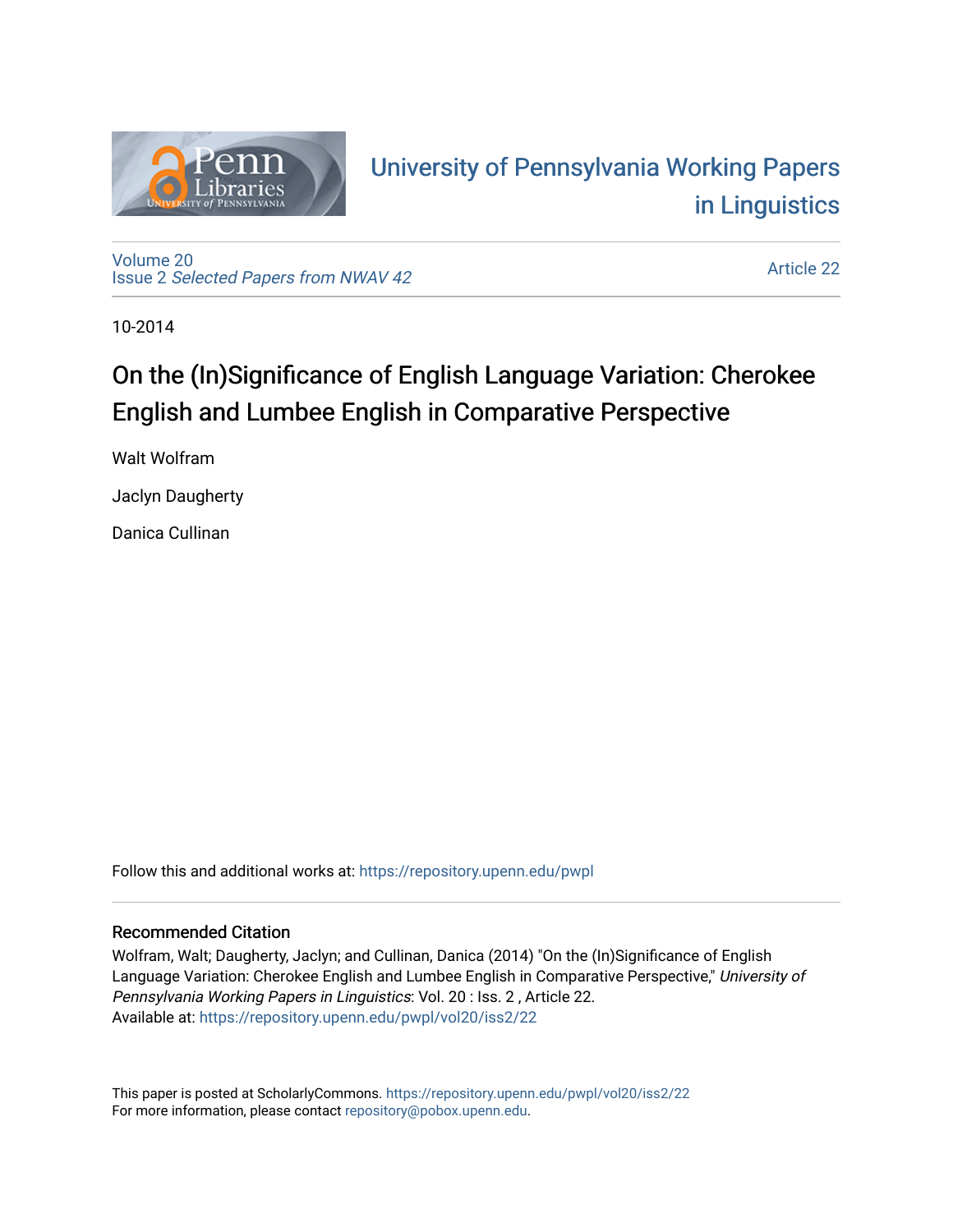University of Pennsylvania Working Papers in Linguistics

Volume 20
Issue 2 *Selected Papers from NWAV 42*

Article 22

10-2014

# On the (In)Significance of English Language Variation: Cherokee English and Lumbee English in Comparative Perspective

Walt Wolfram

Jaclyn Daugherty

Danica Cullinan

Follow this and additional works at: https://repository.upenn.edu/pwpl

## Recommended Citation

Wolfram, Walt; Daugherty, Jaclyn; and Cullinan, Danica (2014) "On the (In)Significance of English Language Variation: Cherokee English and Lumbee English in Comparative Perspective," *University of Pennsylvania Working Papers in Linguistics*: Vol. 20 : Iss. 2 , Article 22.
Available at: https://repository.upenn.edu/pwpl/vol20/iss2/22

This paper is posted at ScholarlyCommons. https://repository.upenn.edu/pwpl/vol20/iss2/22
For more information, please contact repository@pobox.upenn.edu.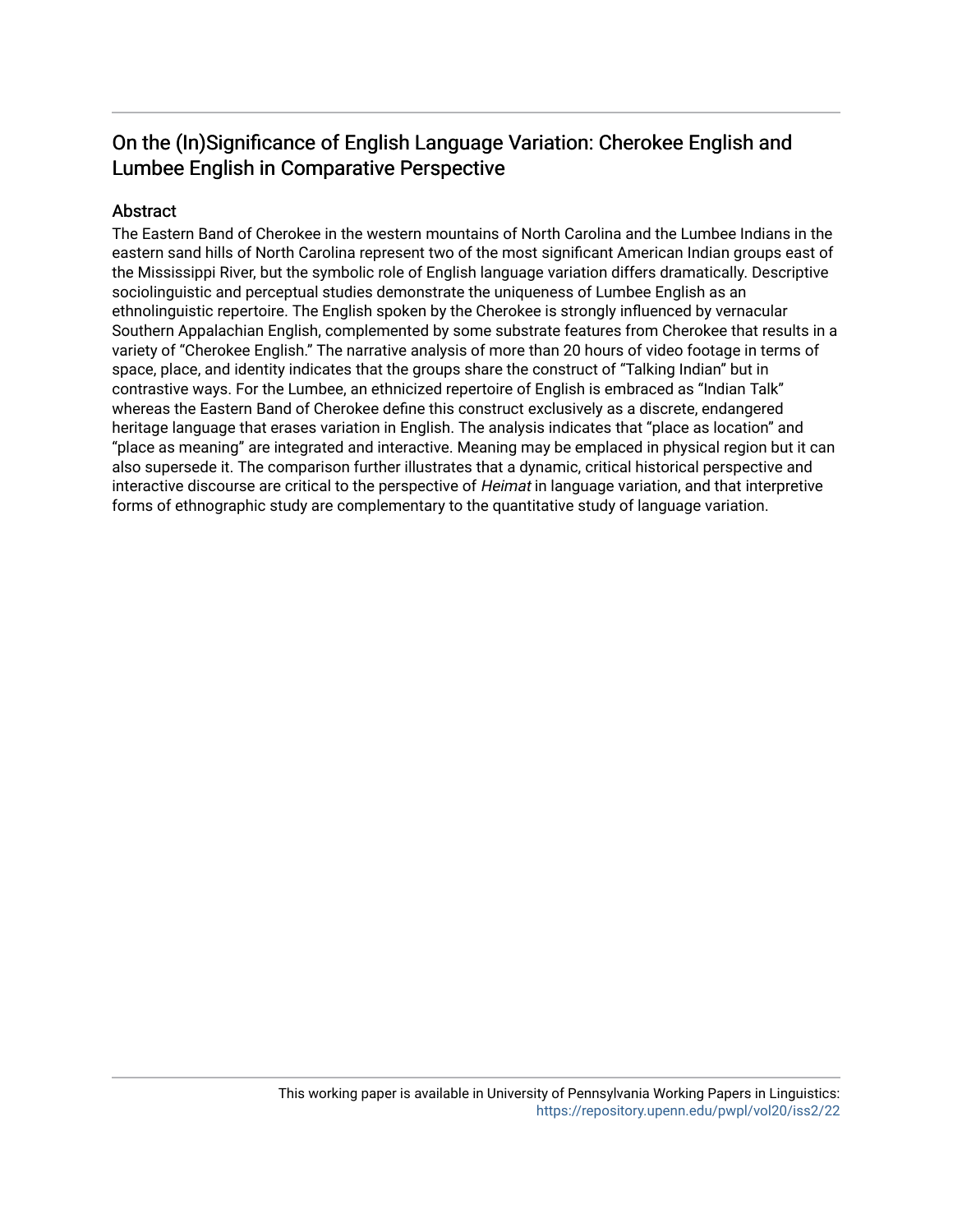## On the (In)Significance of English Language Variation: Cherokee English and Lumbee English in Comparative Perspective

### Abstract

The Eastern Band of Cherokee in the western mountains of North Carolina and the Lumbee Indians in the eastern sand hills of North Carolina represent two of the most significant American Indian groups east of the Mississippi River, but the symbolic role of English language variation differs dramatically. Descriptive sociolinguistic and perceptual studies demonstrate the uniqueness of Lumbee English as an ethnolinguistic repertoire. The English spoken by the Cherokee is strongly influenced by vernacular Southern Appalachian English, complemented by some substrate features from Cherokee that results in a variety of "Cherokee English." The narrative analysis of more than 20 hours of video footage in terms of space, place, and identity indicates that the groups share the construct of "Talking Indian" but in contrastive ways. For the Lumbee, an ethnicized repertoire of English is embraced as "Indian Talk" whereas the Eastern Band of Cherokee define this construct exclusively as a discrete, endangered heritage language that erases variation in English. The analysis indicates that "place as location" and "place as meaning" are integrated and interactive. Meaning may be emplaced in physical region but it can also supersede it. The comparison further illustrates that a dynamic, critical historical perspective and interactive discourse are critical to the perspective of *Heimat* in language variation, and that interpretive forms of ethnographic study are complementary to the quantitative study of language variation.

This working paper is available in University of Pennsylvania Working Papers in Linguistics: https://repository.upenn.edu/pwpl/vol20/iss2/22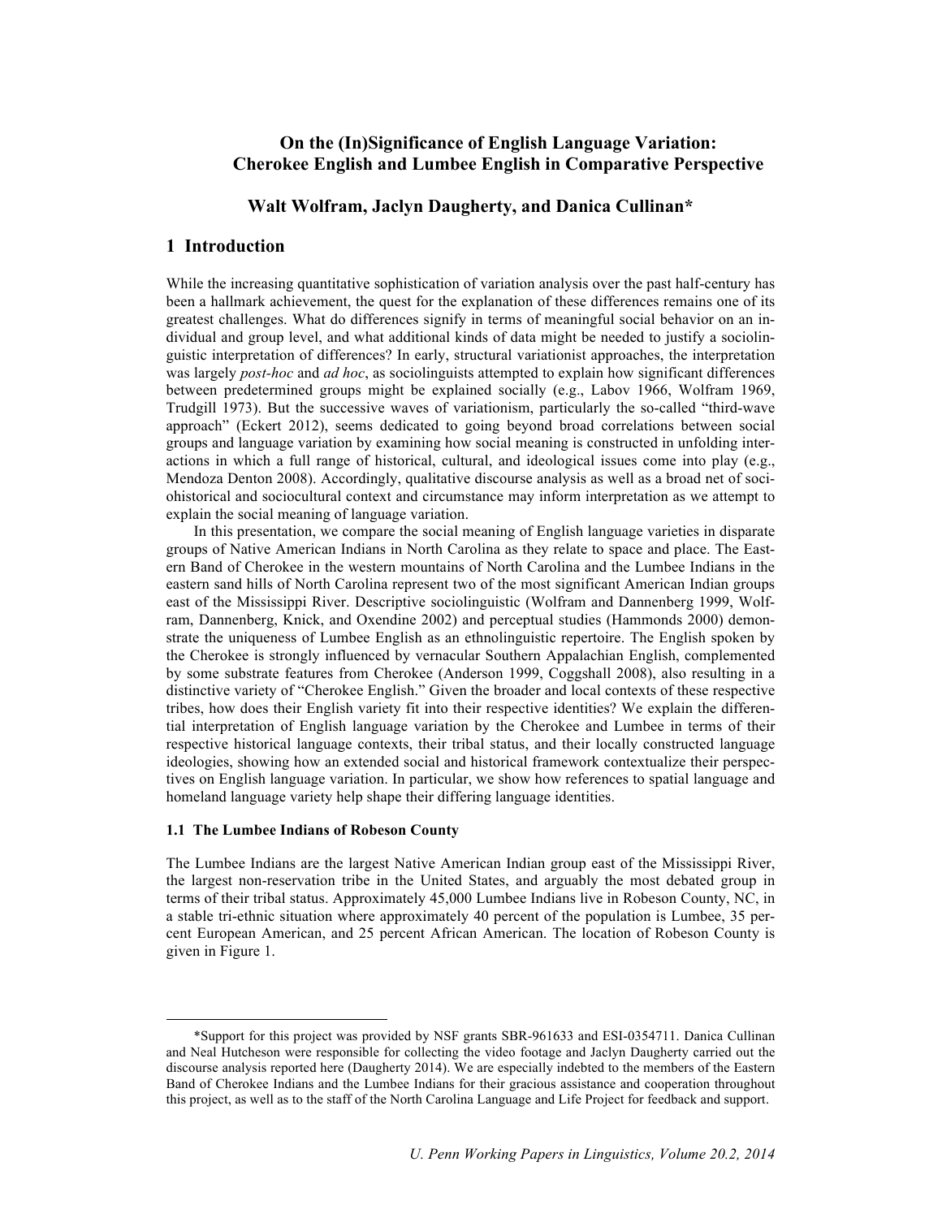# On the (In)Significance of English Language Variation: Cherokee English and Lumbee English in Comparative Perspective

**Walt Wolfram, Jaclyn Daugherty, and Danica Cullinan***

## 1 Introduction

While the increasing quantitative sophistication of variation analysis over the past half-century has been a hallmark achievement, the quest for the explanation of these differences remains one of its greatest challenges. What do differences signify in terms of meaningful social behavior on an individual and group level, and what additional kinds of data might be needed to justify a sociolinguistic interpretation of differences? In early, structural variationist approaches, the interpretation was largely *post-hoc* and *ad hoc*, as sociolinguists attempted to explain how significant differences between predetermined groups might be explained socially (e.g., Labov 1966, Wolfram 1969, Trudgill 1973). But the successive waves of variationism, particularly the so-called "third-wave approach" (Eckert 2012), seems dedicated to going beyond broad correlations between social groups and language variation by examining how social meaning is constructed in unfolding interactions in which a full range of historical, cultural, and ideological issues come into play (e.g., Mendoza Denton 2008). Accordingly, qualitative discourse analysis as well as a broad net of sociohistorical and sociocultural context and circumstance may inform interpretation as we attempt to explain the social meaning of language variation.

In this presentation, we compare the social meaning of English language varieties in disparate groups of Native American Indians in North Carolina as they relate to space and place. The Eastern Band of Cherokee in the western mountains of North Carolina and the Lumbee Indians in the eastern sand hills of North Carolina represent two of the most significant American Indian groups east of the Mississippi River. Descriptive sociolinguistic (Wolfram and Dannenberg 1999, Wolfram, Dannenberg, Knick, and Oxendine 2002) and perceptual studies (Hammonds 2000) demonstrate the uniqueness of Lumbee English as an ethnolinguistic repertoire. The English spoken by the Cherokee is strongly influenced by vernacular Southern Appalachian English, complemented by some substrate features from Cherokee (Anderson 1999, Coggshall 2008), also resulting in a distinctive variety of "Cherokee English." Given the broader and local contexts of these respective tribes, how does their English variety fit into their respective identities? We explain the differential interpretation of English language variation by the Cherokee and Lumbee in terms of their respective historical language contexts, their tribal status, and their locally constructed language ideologies, showing how an extended social and historical framework contextualize their perspectives on English language variation. In particular, we show how references to spatial language and homeland language variety help shape their differing language identities.

### 1.1 The Lumbee Indians of Robeson County

The Lumbee Indians are the largest Native American Indian group east of the Mississippi River, the largest non-reservation tribe in the United States, and arguably the most debated group in terms of their tribal status. Approximately 45,000 Lumbee Indians live in Robeson County, NC, in a stable tri-ethnic situation where approximately 40 percent of the population is Lumbee, 35 percent European American, and 25 percent African American. The location of Robeson County is given in Figure 1.

---

*Support for this project was provided by NSF grants SBR-961633 and ESI-0354711. Danica Cullinan and Neal Hutcheson were responsible for collecting the video footage and Jaclyn Daugherty carried out the discourse analysis reported here (Daugherty 2014). We are especially indebted to the members of the Eastern Band of Cherokee Indians and the Lumbee Indians for their gracious assistance and cooperation throughout this project, as well as to the staff of the North Carolina Language and Life Project for feedback and support.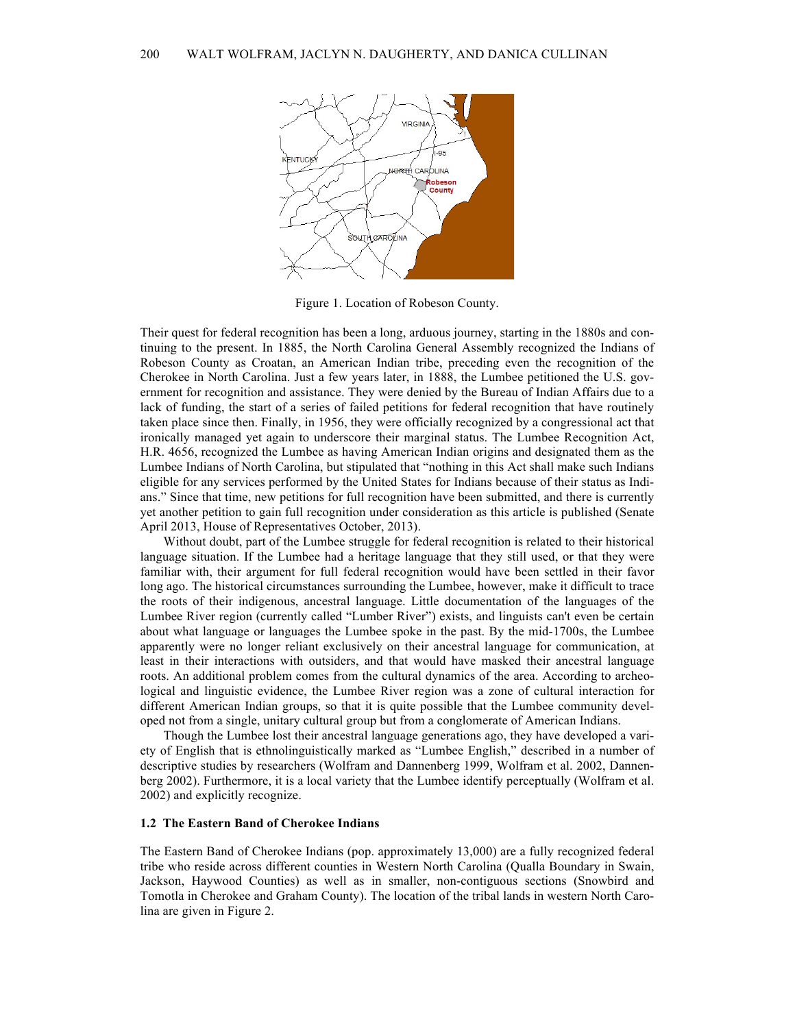Figure 1. Location of Robeson County.

Their quest for federal recognition has been a long, arduous journey, starting in the 1880s and continuing to the present. In 1885, the North Carolina General Assembly recognized the Indians of Robeson County as Croatan, an American Indian tribe, preceding even the recognition of the Cherokee in North Carolina. Just a few years later, in 1888, the Lumbee petitioned the U.S. government for recognition and assistance. They were denied by the Bureau of Indian Affairs due to a lack of funding, the start of a series of failed petitions for federal recognition that have routinely taken place since then. Finally, in 1956, they were officially recognized by a congressional act that ironically managed yet again to underscore their marginal status. The Lumbee Recognition Act, H.R. 4656, recognized the Lumbee as having American Indian origins and designated them as the Lumbee Indians of North Carolina, but stipulated that "nothing in this Act shall make such Indians eligible for any services performed by the United States for Indians because of their status as Indians." Since that time, new petitions for full recognition have been submitted, and there is currently yet another petition to gain full recognition under consideration as this article is published (Senate April 2013, House of Representatives October, 2013).

Without doubt, part of the Lumbee struggle for federal recognition is related to their historical language situation. If the Lumbee had a heritage language that they still used, or that they were familiar with, their argument for full federal recognition would have been settled in their favor long ago. The historical circumstances surrounding the Lumbee, however, make it difficult to trace the roots of their indigenous, ancestral language. Little documentation of the languages of the Lumbee River region (currently called "Lumber River") exists, and linguists can't even be certain about what language or languages the Lumbee spoke in the past. By the mid-1700s, the Lumbee apparently were no longer reliant exclusively on their ancestral language for communication, at least in their interactions with outsiders, and that would have masked their ancestral language roots. An additional problem comes from the cultural dynamics of the area. According to archeological and linguistic evidence, the Lumbee River region was a zone of cultural interaction for different American Indian groups, so that it is quite possible that the Lumbee community developed not from a single, unitary cultural group but from a conglomerate of American Indians.

Though the Lumbee lost their ancestral language generations ago, they have developed a variety of English that is ethnolinguistically marked as "Lumbee English," described in a number of descriptive studies by researchers (Wolfram and Dannenberg 1999, Wolfram et al. 2002, Dannenberg 2002). Furthermore, it is a local variety that the Lumbee identify perceptually (Wolfram et al. 2002) and explicitly recognize.

### 1.2 The Eastern Band of Cherokee Indians

The Eastern Band of Cherokee Indians (pop. approximately 13,000) are a fully recognized federal tribe who reside across different counties in Western North Carolina (Qualla Boundary in Swain, Jackson, Haywood Counties) as well as in smaller, non-contiguous sections (Snowbird and Tomotla in Cherokee and Graham County). The location of the tribal lands in western North Carolina are given in Figure 2.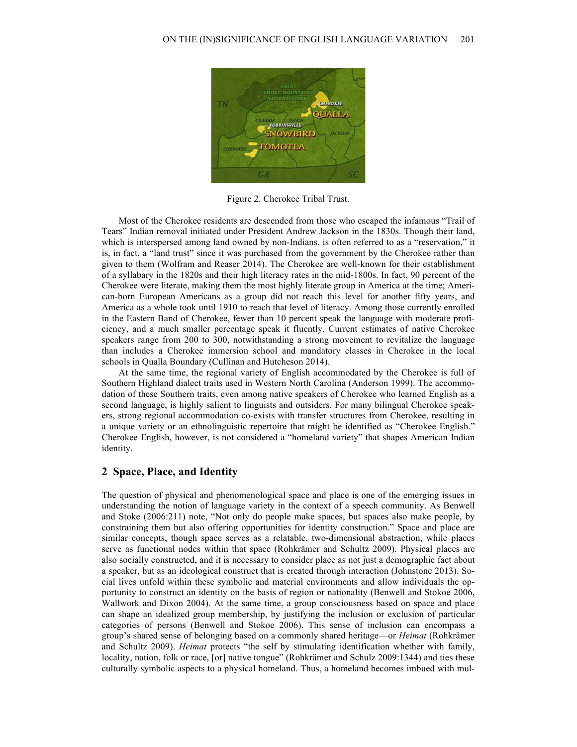Figure 2. Cherokee Tribal Trust.

Most of the Cherokee residents are descended from those who escaped the infamous "Trail of Tears" Indian removal initiated under President Andrew Jackson in the 1830s. Though their land, which is interspersed among land owned by non-Indians, is often referred to as a "reservation," it is, in fact, a "land trust" since it was purchased from the government by the Cherokee rather than given to them (Wolfram and Reaser 2014). The Cherokee are well-known for their establishment of a syllabary in the 1820s and their high literacy rates in the mid-1800s. In fact, 90 percent of the Cherokee were literate, making them the most highly literate group in America at the time; American-born European Americans as a group did not reach this level for another fifty years, and America as a whole took until 1910 to reach that level of literacy. Among those currently enrolled in the Eastern Band of Cherokee, fewer than 10 percent speak the language with moderate proficiency, and a much smaller percentage speak it fluently. Current estimates of native Cherokee speakers range from 200 to 300, notwithstanding a strong movement to revitalize the language than includes a Cherokee immersion school and mandatory classes in Cherokee in the local schools in Qualla Boundary (Cullinan and Hutcheson 2014).

At the same time, the regional variety of English accommodated by the Cherokee is full of Southern Highland dialect traits used in Western North Carolina (Anderson 1999). The accommodation of these Southern traits, even among native speakers of Cherokee who learned English as a second language, is highly salient to linguists and outsiders. For many bilingual Cherokee speakers, strong regional accommodation co-exists with transfer structures from Cherokee, resulting in a unique variety or an ethnolinguistic repertoire that might be identified as "Cherokee English." Cherokee English, however, is not considered a "homeland variety" that shapes American Indian identity.

## 2 Space, Place, and Identity

The question of physical and phenomenological space and place is one of the emerging issues in understanding the notion of language variety in the context of a speech community. As Benwell and Stoke (2006:211) note, "Not only do people make spaces, but spaces also make people, by constraining them but also offering opportunities for identity construction." Space and place are similar concepts, though space serves as a relatable, two-dimensional abstraction, while places serve as functional nodes within that space (Rohkrämer and Schultz 2009). Physical places are also socially constructed, and it is necessary to consider place as not just a demographic fact about a speaker, but as an ideological construct that is created through interaction (Johnstone 2013). Social lives unfold within these symbolic and material environments and allow individuals the opportunity to construct an identity on the basis of region or nationality (Benwell and Stokoe 2006, Wallwork and Dixon 2004). At the same time, a group consciousness based on space and place can shape an idealized group membership, by justifying the inclusion or exclusion of particular categories of persons (Benwell and Stokoe 2006). This sense of inclusion can encompass a group's shared sense of belonging based on a commonly shared heritage—or *Heimat* (Rohkrämer and Schultz 2009). *Heimat* protects "the self by stimulating identification whether with family, locality, nation, folk or race, [or] native tongue" (Rohkrämer and Schulz 2009:1344) and ties these culturally symbolic aspects to a physical homeland. Thus, a homeland becomes imbued with mul-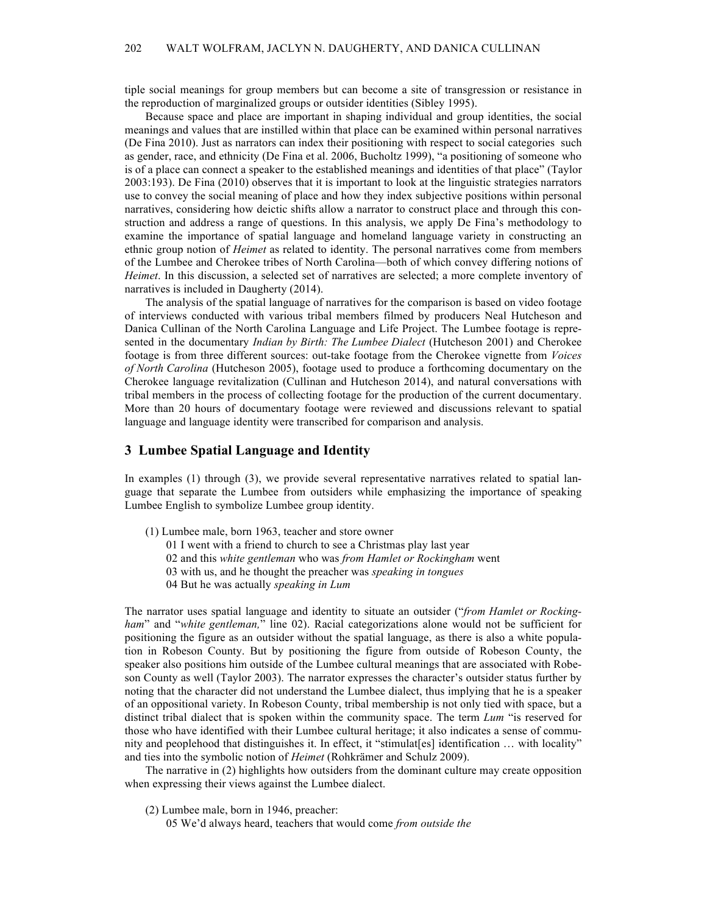tiple social meanings for group members but can become a site of transgression or resistance in the reproduction of marginalized groups or outsider identities (Sibley 1995).

Because space and place are important in shaping individual and group identities, the social meanings and values that are instilled within that place can be examined within personal narratives (De Fina 2010). Just as narrators can index their positioning with respect to social categories such as gender, race, and ethnicity (De Fina et al. 2006, Bucholtz 1999), "a positioning of someone who is of a place can connect a speaker to the established meanings and identities of that place" (Taylor 2003:193). De Fina (2010) observes that it is important to look at the linguistic strategies narrators use to convey the social meaning of place and how they index subjective positions within personal narratives, considering how deictic shifts allow a narrator to construct place and through this construction and address a range of questions. In this analysis, we apply De Fina's methodology to examine the importance of spatial language and homeland language variety in constructing an ethnic group notion of *Heimet* as related to identity. The personal narratives come from members of the Lumbee and Cherokee tribes of North Carolina—both of which convey differing notions of *Heimet*. In this discussion, a selected set of narratives are selected; a more complete inventory of narratives is included in Daugherty (2014).

The analysis of the spatial language of narratives for the comparison is based on video footage of interviews conducted with various tribal members filmed by producers Neal Hutcheson and Danica Cullinan of the North Carolina Language and Life Project. The Lumbee footage is represented in the documentary *Indian by Birth: The Lumbee Dialect* (Hutcheson 2001) and Cherokee footage is from three different sources: out-take footage from the Cherokee vignette from *Voices of North Carolina* (Hutcheson 2005), footage used to produce a forthcoming documentary on the Cherokee language revitalization (Cullinan and Hutcheson 2014), and natural conversations with tribal members in the process of collecting footage for the production of the current documentary. More than 20 hours of documentary footage were reviewed and discussions relevant to spatial language and language identity were transcribed for comparison and analysis.

## 3 Lumbee Spatial Language and Identity

In examples (1) through (3), we provide several representative narratives related to spatial language that separate the Lumbee from outsiders while emphasizing the importance of speaking Lumbee English to symbolize Lumbee group identity.

(1) Lumbee male, born 1963, teacher and store owner
  01 I went with a friend to church to see a Christmas play last year
  02 and this *white gentleman* who was *from Hamlet or Rockingham* went
  03 with us, and he thought the preacher was *speaking in tongues*
  04 But he was actually *speaking in Lum*

The narrator uses spatial language and identity to situate an outsider ("*from Hamlet or Rockingham*" and "*white gentleman,*" line 02). Racial categorizations alone would not be sufficient for positioning the figure as an outsider without the spatial language, as there is also a white population in Robeson County. But by positioning the figure from outside of Robeson County, the speaker also positions him outside of the Lumbee cultural meanings that are associated with Robeson County as well (Taylor 2003). The narrator expresses the character's outsider status further by noting that the character did not understand the Lumbee dialect, thus implying that he is a speaker of an oppositional variety. In Robeson County, tribal membership is not only tied with space, but a distinct tribal dialect that is spoken within the community space. The term *Lum* "is reserved for those who have identified with their Lumbee cultural heritage; it also indicates a sense of community and peoplehood that distinguishes it. In effect, it "stimulat[es] identification … with locality" and ties into the symbolic notion of *Heimet* (Rohkrämer and Schulz 2009).

The narrative in (2) highlights how outsiders from the dominant culture may create opposition when expressing their views against the Lumbee dialect.

(2) Lumbee male, born in 1946, preacher:
  05 We'd always heard, teachers that would come *from outside the*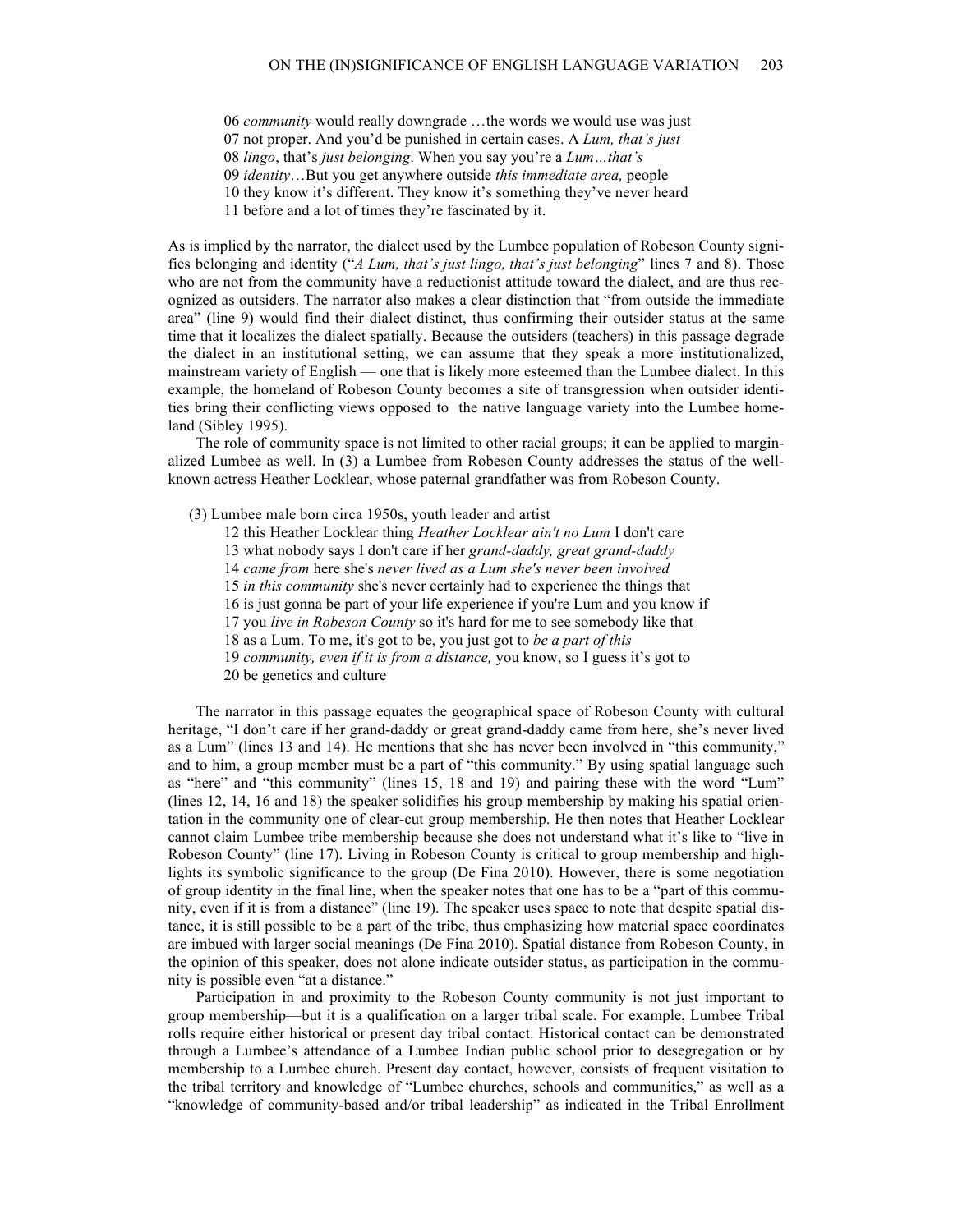06 *community* would really downgrade …the words we would use was just
07 not proper. And you'd be punished in certain cases. A *Lum, that's just*
08 *lingo*, that's *just belonging*. When you say you're a *Lum…that's*
09 *identity*…But you get anywhere outside *this immediate area,* people
10 they know it's different. They know it's something they've never heard
11 before and a lot of times they're fascinated by it.

As is implied by the narrator, the dialect used by the Lumbee population of Robeson County signifies belonging and identity ("*A Lum, that's just lingo, that's just belonging*" lines 7 and 8). Those who are not from the community have a reductionist attitude toward the dialect, and are thus recognized as outsiders. The narrator also makes a clear distinction that "from outside the immediate area" (line 9) would find their dialect distinct, thus confirming their outsider status at the same time that it localizes the dialect spatially. Because the outsiders (teachers) in this passage degrade the dialect in an institutional setting, we can assume that they speak a more institutionalized, mainstream variety of English — one that is likely more esteemed than the Lumbee dialect. In this example, the homeland of Robeson County becomes a site of transgression when outsider identities bring their conflicting views opposed to the native language variety into the Lumbee homeland (Sibley 1995).

The role of community space is not limited to other racial groups; it can be applied to marginalized Lumbee as well. In (3) a Lumbee from Robeson County addresses the status of the well-known actress Heather Locklear, whose paternal grandfather was from Robeson County.

(3) Lumbee male born circa 1950s, youth leader and artist

12 this Heather Locklear thing *Heather Locklear ain't no Lum* I don't care
13 what nobody says I don't care if her *grand-daddy, great grand-daddy*
14 *came from* here she's *never lived as a Lum she's never been involved*
15 *in this community* she's never certainly had to experience the things that
16 is just gonna be part of your life experience if you're Lum and you know if
17 you *live in Robeson County* so it's hard for me to see somebody like that
18 as a Lum. To me, it's got to be, you just got to *be a part of this*
19 *community, even if it is from a distance,* you know, so I guess it's got to
20 be genetics and culture

The narrator in this passage equates the geographical space of Robeson County with cultural heritage, "I don't care if her grand-daddy or great grand-daddy came from here, she's never lived as a Lum" (lines 13 and 14). He mentions that she has never been involved in "this community," and to him, a group member must be a part of "this community." By using spatial language such as "here" and "this community" (lines 15, 18 and 19) and pairing these with the word "Lum" (lines 12, 14, 16 and 18) the speaker solidifies his group membership by making his spatial orientation in the community one of clear-cut group membership. He then notes that Heather Locklear cannot claim Lumbee tribe membership because she does not understand what it's like to "live in Robeson County" (line 17). Living in Robeson County is critical to group membership and highlights its symbolic significance to the group (De Fina 2010). However, there is some negotiation of group identity in the final line, when the speaker notes that one has to be a "part of this community, even if it is from a distance" (line 19). The speaker uses space to note that despite spatial distance, it is still possible to be a part of the tribe, thus emphasizing how material space coordinates are imbued with larger social meanings (De Fina 2010). Spatial distance from Robeson County, in the opinion of this speaker, does not alone indicate outsider status, as participation in the community is possible even "at a distance."

Participation in and proximity to the Robeson County community is not just important to group membership—but it is a qualification on a larger tribal scale. For example, Lumbee Tribal rolls require either historical or present day tribal contact. Historical contact can be demonstrated through a Lumbee's attendance of a Lumbee Indian public school prior to desegregation or by membership to a Lumbee church. Present day contact, however, consists of frequent visitation to the tribal territory and knowledge of "Lumbee churches, schools and communities," as well as a "knowledge of community-based and/or tribal leadership" as indicated in the Tribal Enrollment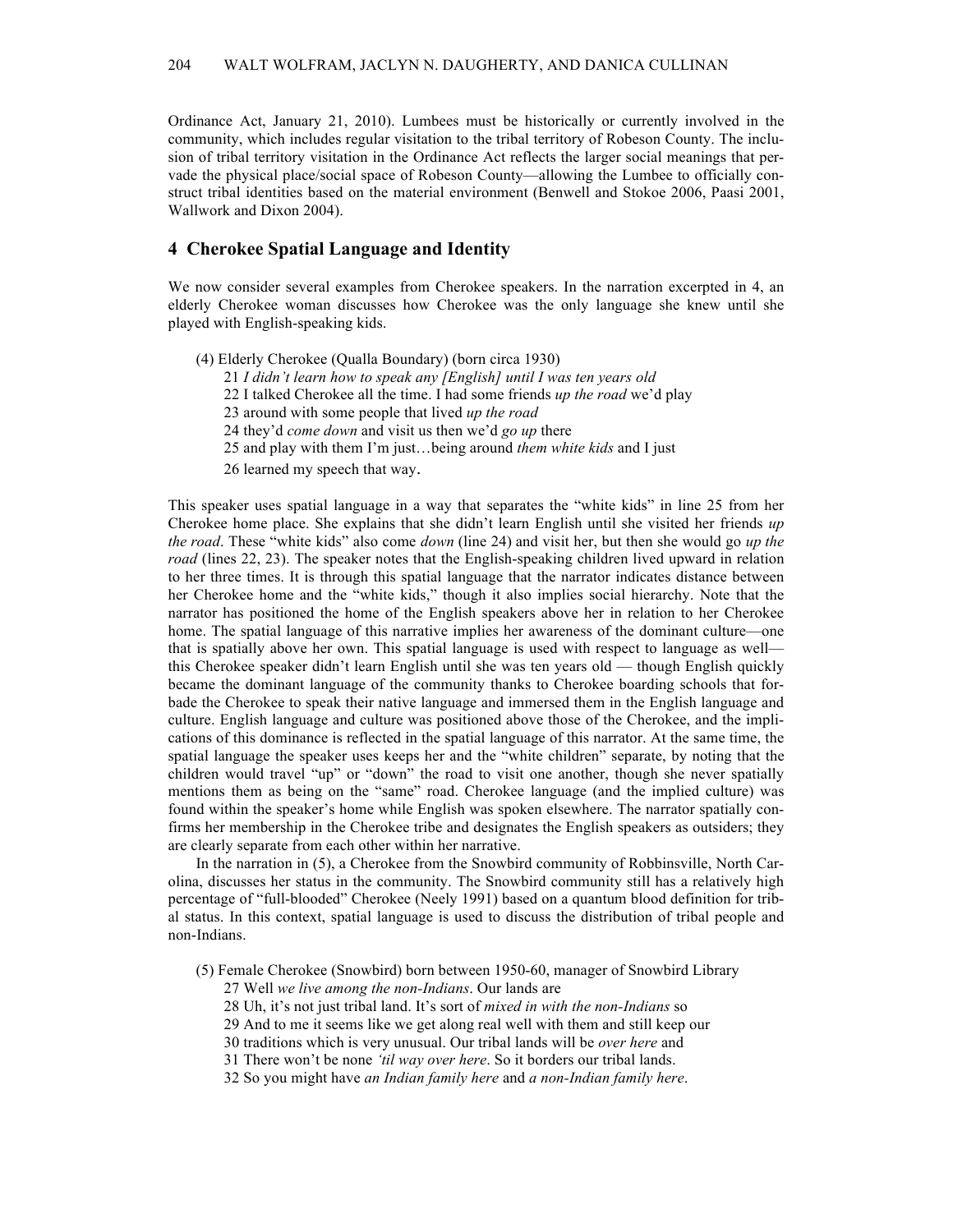Ordinance Act, January 21, 2010). Lumbees must be historically or currently involved in the community, which includes regular visitation to the tribal territory of Robeson County. The inclusion of tribal territory visitation in the Ordinance Act reflects the larger social meanings that pervade the physical place/social space of Robeson County—allowing the Lumbee to officially construct tribal identities based on the material environment (Benwell and Stokoe 2006, Paasi 2001, Wallwork and Dixon 2004).

## 4 Cherokee Spatial Language and Identity

We now consider several examples from Cherokee speakers. In the narration excerpted in 4, an elderly Cherokee woman discusses how Cherokee was the only language she knew until she played with English-speaking kids.

(4) Elderly Cherokee (Qualla Boundary) (born circa 1930)
21 *I didn't learn how to speak any [English] until I was ten years old*
22 I talked Cherokee all the time. I had some friends *up the road* we'd play
23 around with some people that lived *up the road*
24 they'd *come down* and visit us then we'd *go up* there
25 and play with them I'm just…being around *them white kids* and I just
26 learned my speech that way.

This speaker uses spatial language in a way that separates the "white kids" in line 25 from her Cherokee home place. She explains that she didn't learn English until she visited her friends *up the road*. These "white kids" also come *down* (line 24) and visit her, but then she would go *up the road* (lines 22, 23). The speaker notes that the English-speaking children lived upward in relation to her three times. It is through this spatial language that the narrator indicates distance between her Cherokee home and the "white kids," though it also implies social hierarchy. Note that the narrator has positioned the home of the English speakers above her in relation to her Cherokee home. The spatial language of this narrative implies her awareness of the dominant culture—one that is spatially above her own. This spatial language is used with respect to language as well—this Cherokee speaker didn't learn English until she was ten years old — though English quickly became the dominant language of the community thanks to Cherokee boarding schools that forbade the Cherokee to speak their native language and immersed them in the English language and culture. English language and culture was positioned above those of the Cherokee, and the implications of this dominance is reflected in the spatial language of this narrator. At the same time, the spatial language the speaker uses keeps her and the "white children" separate, by noting that the children would travel "up" or "down" the road to visit one another, though she never spatially mentions them as being on the "same" road. Cherokee language (and the implied culture) was found within the speaker's home while English was spoken elsewhere. The narrator spatially confirms her membership in the Cherokee tribe and designates the English speakers as outsiders; they are clearly separate from each other within her narrative.

In the narration in (5), a Cherokee from the Snowbird community of Robbinsville, North Carolina, discusses her status in the community. The Snowbird community still has a relatively high percentage of "full-blooded" Cherokee (Neely 1991) based on a quantum blood definition for tribal status. In this context, spatial language is used to discuss the distribution of tribal people and non-Indians.

(5) Female Cherokee (Snowbird) born between 1950-60, manager of Snowbird Library
27 Well *we live among the non-Indians*. Our lands are
28 Uh, it's not just tribal land. It's sort of *mixed in with the non-Indians* so
29 And to me it seems like we get along real well with them and still keep our
30 traditions which is very unusual. Our tribal lands will be *over here* and
31 There won't be none *'til way over here*. So it borders our tribal lands.
32 So you might have *an Indian family here* and *a non-Indian family here*.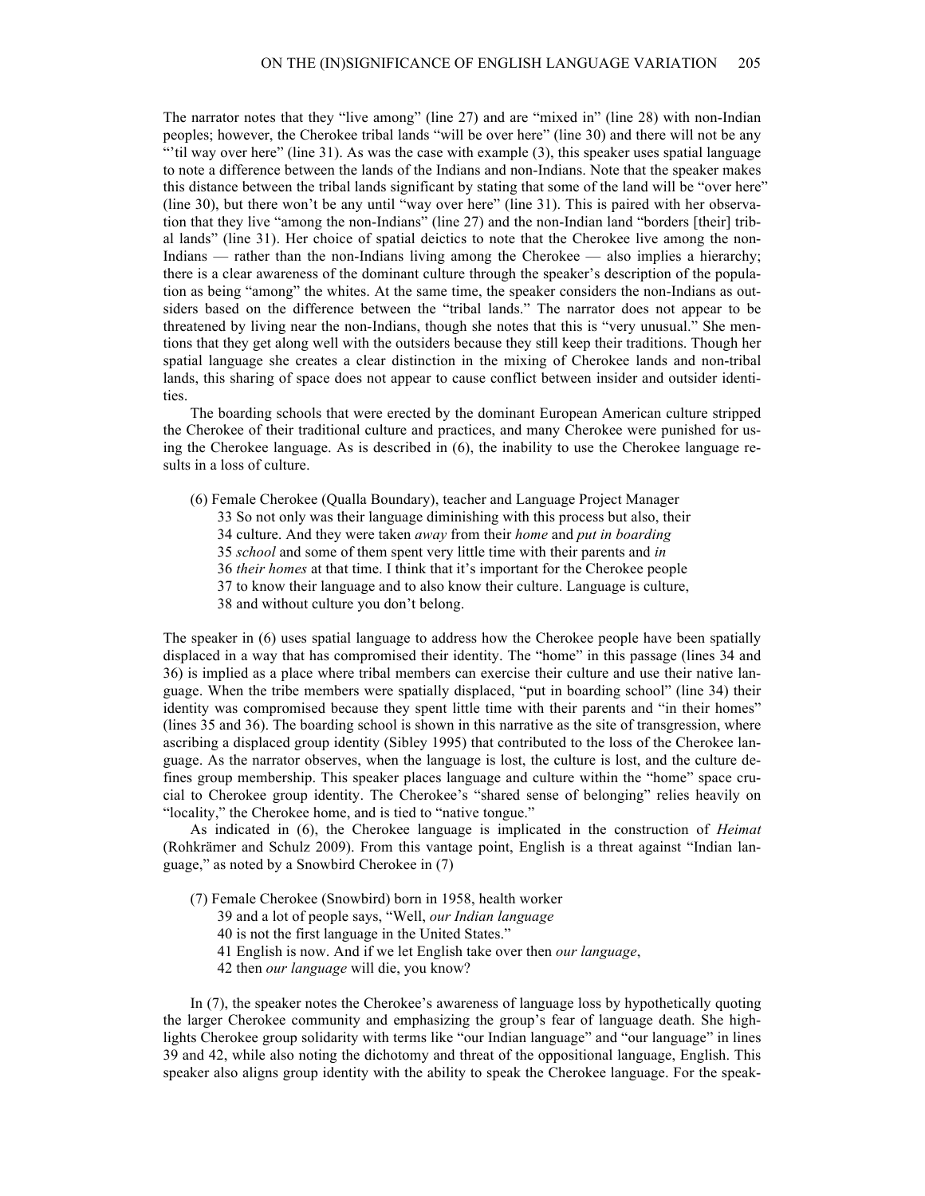The narrator notes that they "live among" (line 27) and are "mixed in" (line 28) with non-Indian peoples; however, the Cherokee tribal lands "will be over here" (line 30) and there will not be any "'til way over here" (line 31). As was the case with example (3), this speaker uses spatial language to note a difference between the lands of the Indians and non-Indians. Note that the speaker makes this distance between the tribal lands significant by stating that some of the land will be "over here" (line 30), but there won't be any until "way over here" (line 31). This is paired with her observation that they live "among the non-Indians" (line 27) and the non-Indian land "borders [their] tribal lands" (line 31). Her choice of spatial deictics to note that the Cherokee live among the non-Indians — rather than the non-Indians living among the Cherokee — also implies a hierarchy; there is a clear awareness of the dominant culture through the speaker's description of the population as being "among" the whites. At the same time, the speaker considers the non-Indians as outsiders based on the difference between the "tribal lands." The narrator does not appear to be threatened by living near the non-Indians, though she notes that this is "very unusual." She mentions that they get along well with the outsiders because they still keep their traditions. Though her spatial language she creates a clear distinction in the mixing of Cherokee lands and non-tribal lands, this sharing of space does not appear to cause conflict between insider and outsider identities.

The boarding schools that were erected by the dominant European American culture stripped the Cherokee of their traditional culture and practices, and many Cherokee were punished for using the Cherokee language. As is described in (6), the inability to use the Cherokee language results in a loss of culture.

(6) Female Cherokee (Qualla Boundary), teacher and Language Project Manager
33 So not only was their language diminishing with this process but also, their
34 culture. And they were taken *away* from their *home* and *put in boarding*
35 *school* and some of them spent very little time with their parents and *in*
36 *their homes* at that time. I think that it's important for the Cherokee people
37 to know their language and to also know their culture. Language is culture,
38 and without culture you don't belong.

The speaker in (6) uses spatial language to address how the Cherokee people have been spatially displaced in a way that has compromised their identity. The "home" in this passage (lines 34 and 36) is implied as a place where tribal members can exercise their culture and use their native language. When the tribe members were spatially displaced, "put in boarding school" (line 34) their identity was compromised because they spent little time with their parents and "in their homes" (lines 35 and 36). The boarding school is shown in this narrative as the site of transgression, where ascribing a displaced group identity (Sibley 1995) that contributed to the loss of the Cherokee language. As the narrator observes, when the language is lost, the culture is lost, and the culture defines group membership. This speaker places language and culture within the "home" space crucial to Cherokee group identity. The Cherokee's "shared sense of belonging" relies heavily on "locality," the Cherokee home, and is tied to "native tongue."

As indicated in (6), the Cherokee language is implicated in the construction of *Heimat* (Rohkrämer and Schulz 2009). From this vantage point, English is a threat against "Indian language," as noted by a Snowbird Cherokee in (7)

(7) Female Cherokee (Snowbird) born in 1958, health worker
39 and a lot of people says, "Well, *our Indian language*
40 is not the first language in the United States."
41 English is now. And if we let English take over then *our language*,
42 then *our language* will die, you know?

In (7), the speaker notes the Cherokee's awareness of language loss by hypothetically quoting the larger Cherokee community and emphasizing the group's fear of language death. She highlights Cherokee group solidarity with terms like "our Indian language" and "our language" in lines 39 and 42, while also noting the dichotomy and threat of the oppositional language, English. This speaker also aligns group identity with the ability to speak the Cherokee language. For the speak-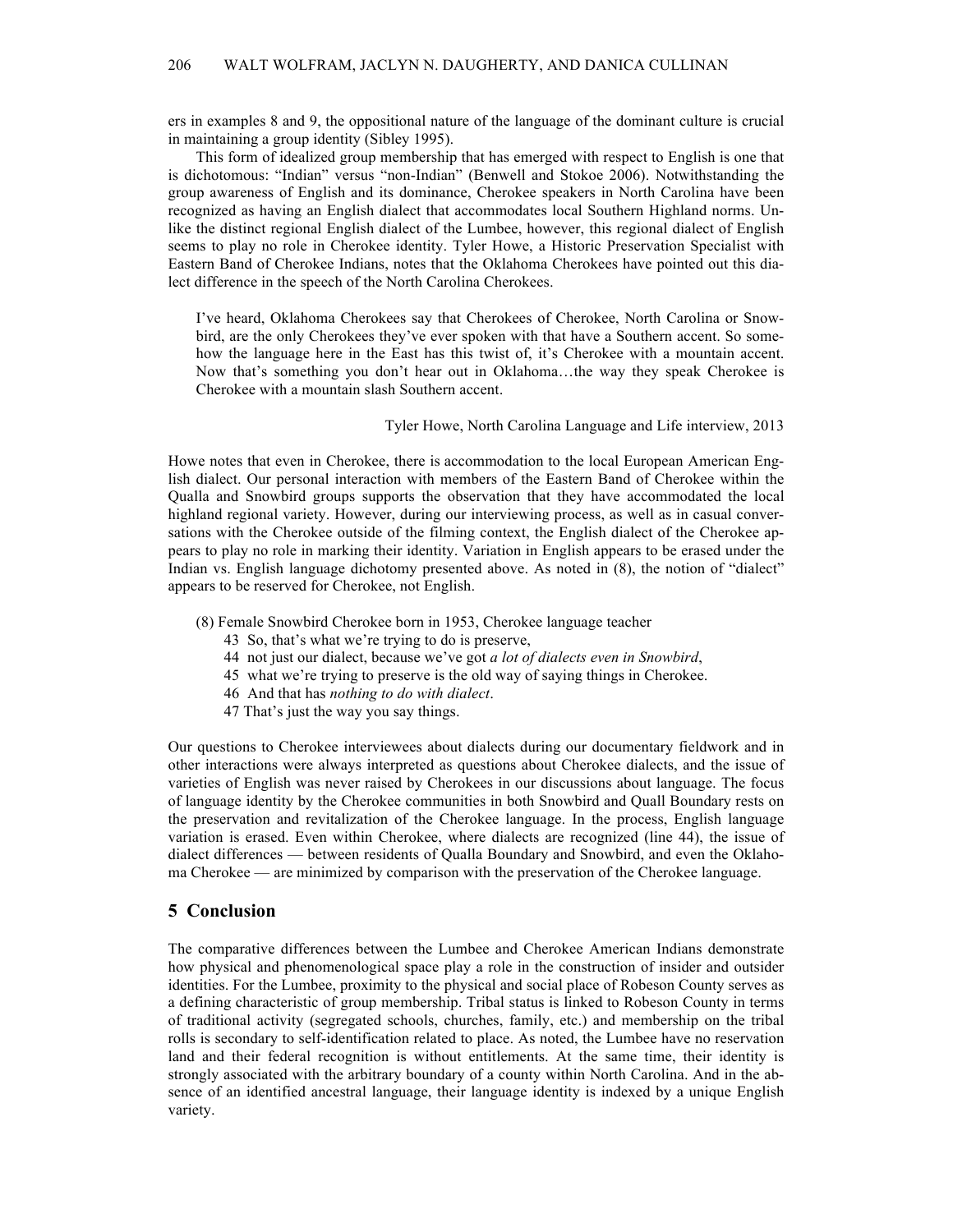ers in examples 8 and 9, the oppositional nature of the language of the dominant culture is crucial in maintaining a group identity (Sibley 1995).

This form of idealized group membership that has emerged with respect to English is one that is dichotomous: "Indian" versus "non-Indian" (Benwell and Stokoe 2006). Notwithstanding the group awareness of English and its dominance, Cherokee speakers in North Carolina have been recognized as having an English dialect that accommodates local Southern Highland norms. Unlike the distinct regional English dialect of the Lumbee, however, this regional dialect of English seems to play no role in Cherokee identity. Tyler Howe, a Historic Preservation Specialist with Eastern Band of Cherokee Indians, notes that the Oklahoma Cherokees have pointed out this dialect difference in the speech of the North Carolina Cherokees.

> I've heard, Oklahoma Cherokees say that Cherokees of Cherokee, North Carolina or Snowbird, are the only Cherokees they've ever spoken with that have a Southern accent. So somehow the language here in the East has this twist of, it's Cherokee with a mountain accent. Now that's something you don't hear out in Oklahoma…the way they speak Cherokee is Cherokee with a mountain slash Southern accent.
>
> Tyler Howe, North Carolina Language and Life interview, 2013

Howe notes that even in Cherokee, there is accommodation to the local European American English dialect. Our personal interaction with members of the Eastern Band of Cherokee within the Qualla and Snowbird groups supports the observation that they have accommodated the local highland regional variety. However, during our interviewing process, as well as in casual conversations with the Cherokee outside of the filming context, the English dialect of the Cherokee appears to play no role in marking their identity. Variation in English appears to be erased under the Indian vs. English language dichotomy presented above. As noted in (8), the notion of "dialect" appears to be reserved for Cherokee, not English.

(8) Female Snowbird Cherokee born in 1953, Cherokee language teacher

43 So, that's what we're trying to do is preserve,
44 not just our dialect, because we've got *a lot of dialects even in Snowbird*,
45 what we're trying to preserve is the old way of saying things in Cherokee.
46 And that has *nothing to do with dialect*.
47 That's just the way you say things.

Our questions to Cherokee interviewees about dialects during our documentary fieldwork and in other interactions were always interpreted as questions about Cherokee dialects, and the issue of varieties of English was never raised by Cherokees in our discussions about language. The focus of language identity by the Cherokee communities in both Snowbird and Quall Boundary rests on the preservation and revitalization of the Cherokee language. In the process, English language variation is erased. Even within Cherokee, where dialects are recognized (line 44), the issue of dialect differences — between residents of Qualla Boundary and Snowbird, and even the Oklahoma Cherokee — are minimized by comparison with the preservation of the Cherokee language.

## 5 Conclusion

The comparative differences between the Lumbee and Cherokee American Indians demonstrate how physical and phenomenological space play a role in the construction of insider and outsider identities. For the Lumbee, proximity to the physical and social place of Robeson County serves as a defining characteristic of group membership. Tribal status is linked to Robeson County in terms of traditional activity (segregated schools, churches, family, etc.) and membership on the tribal rolls is secondary to self-identification related to place. As noted, the Lumbee have no reservation land and their federal recognition is without entitlements. At the same time, their identity is strongly associated with the arbitrary boundary of a county within North Carolina. And in the absence of an identified ancestral language, their language identity is indexed by a unique English variety.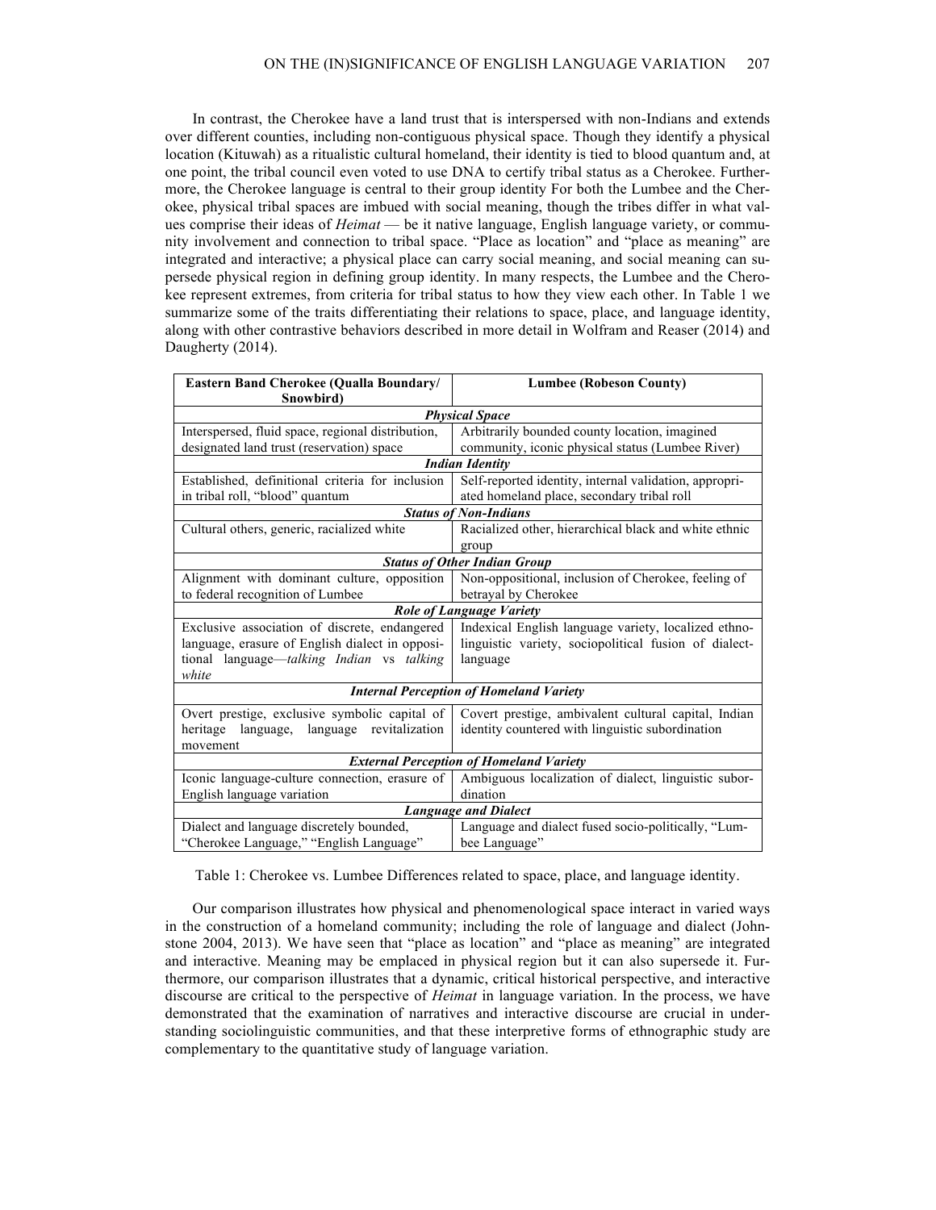In contrast, the Cherokee have a land trust that is interspersed with non-Indians and extends over different counties, including non-contiguous physical space. Though they identify a physical location (Kituwah) as a ritualistic cultural homeland, their identity is tied to blood quantum and, at one point, the tribal council even voted to use DNA to certify tribal status as a Cherokee. Furthermore, the Cherokee language is central to their group identity For both the Lumbee and the Cherokee, physical tribal spaces are imbued with social meaning, though the tribes differ in what values comprise their ideas of *Heimat* — be it native language, English language variety, or community involvement and connection to tribal space. "Place as location" and "place as meaning" are integrated and interactive; a physical place can carry social meaning, and social meaning can supersede physical region in defining group identity. In many respects, the Lumbee and the Cherokee represent extremes, from criteria for tribal status to how they view each other. In Table 1 we summarize some of the traits differentiating their relations to space, place, and language identity, along with other contrastive behaviors described in more detail in Wolfram and Reaser (2014) and Daugherty (2014).

| Eastern Band Cherokee (Qualla Boundary/ Snowbird) | Lumbee (Robeson County) |
|---|---|
| ***Physical Space*** | |
| Interspersed, fluid space, regional distribution, designated land trust (reservation) space | Arbitrarily bounded county location, imagined community, iconic physical status (Lumbee River) |
| ***Indian Identity*** | |
| Established, definitional criteria for inclusion in tribal roll, "blood" quantum | Self-reported identity, internal validation, appropriated homeland place, secondary tribal roll |
| ***Status of Non-Indians*** | |
| Cultural others, generic, racialized white | Racialized other, hierarchical black and white ethnic group |
| ***Status of Other Indian Group*** | |
| Alignment with dominant culture, opposition to federal recognition of Lumbee | Non-oppositional, inclusion of Cherokee, feeling of betrayal by Cherokee |
| ***Role of Language Variety*** | |
| Exclusive association of discrete, endangered language, erasure of English dialect in oppositional language—*talking Indian* vs *talking white* | Indexical English language variety, localized ethnolinguistic variety, sociopolitical fusion of dialect-language |
| ***Internal Perception of Homeland Variety*** | |
| Overt prestige, exclusive symbolic capital of heritage language, language revitalization movement | Covert prestige, ambivalent cultural capital, Indian identity countered with linguistic subordination |
| ***External Perception of Homeland Variety*** | |
| Iconic language-culture connection, erasure of English language variation | Ambiguous localization of dialect, linguistic subordination |
| ***Language and Dialect*** | |
| Dialect and language discretely bounded, "Cherokee Language," "English Language" | Language and dialect fused socio-politically, "Lumbee Language" |

Table 1: Cherokee vs. Lumbee Differences related to space, place, and language identity.

Our comparison illustrates how physical and phenomenological space interact in varied ways in the construction of a homeland community; including the role of language and dialect (Johnstone 2004, 2013). We have seen that "place as location" and "place as meaning" are integrated and interactive. Meaning may be emplaced in physical region but it can also supersede it. Furthermore, our comparison illustrates that a dynamic, critical historical perspective, and interactive discourse are critical to the perspective of *Heimat* in language variation. In the process, we have demonstrated that the examination of narratives and interactive discourse are crucial in understanding sociolinguistic communities, and that these interpretive forms of ethnographic study are complementary to the quantitative study of language variation.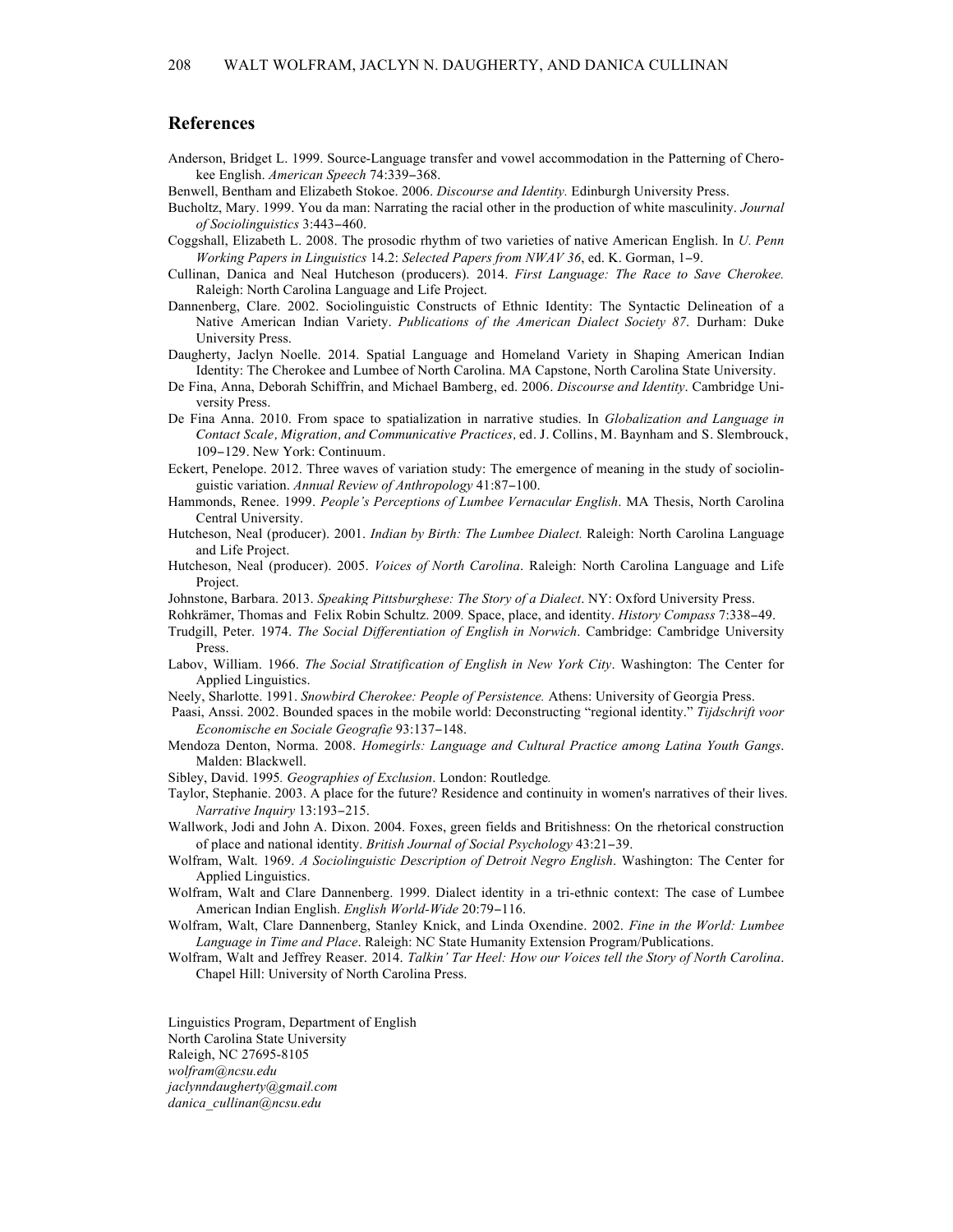## References

Anderson, Bridget L. 1999. Source-Language transfer and vowel accommodation in the Patterning of Cherokee English. *American Speech* 74:339–368.

Benwell, Bentham and Elizabeth Stokoe. 2006. *Discourse and Identity.* Edinburgh University Press.

Bucholtz, Mary. 1999. You da man: Narrating the racial other in the production of white masculinity. *Journal of Sociolinguistics* 3:443–460.

Coggshall, Elizabeth L. 2008. The prosodic rhythm of two varieties of native American English. In *U. Penn Working Papers in Linguistics* 14.2: *Selected Papers from NWAV 36*, ed. K. Gorman, 1–9.

Cullinan, Danica and Neal Hutcheson (producers). 2014. *First Language: The Race to Save Cherokee.* Raleigh: North Carolina Language and Life Project.

Dannenberg, Clare. 2002. Sociolinguistic Constructs of Ethnic Identity: The Syntactic Delineation of a Native American Indian Variety. *Publications of the American Dialect Society 87*. Durham: Duke University Press.

Daugherty, Jaclyn Noelle. 2014. Spatial Language and Homeland Variety in Shaping American Indian Identity: The Cherokee and Lumbee of North Carolina. MA Capstone, North Carolina State University.

De Fina, Anna, Deborah Schiffrin, and Michael Bamberg, ed. 2006. *Discourse and Identity*. Cambridge University Press.

De Fina Anna. 2010. From space to spatialization in narrative studies. In *Globalization and Language in Contact Scale, Migration, and Communicative Practices,* ed. J. Collins, M. Baynham and S. Slembrouck, 109–129. New York: Continuum.

Eckert, Penelope. 2012. Three waves of variation study: The emergence of meaning in the study of sociolinguistic variation. *Annual Review of Anthropology* 41:87–100.

Hammonds, Renee. 1999. *People's Perceptions of Lumbee Vernacular English*. MA Thesis, North Carolina Central University.

Hutcheson, Neal (producer). 2001. *Indian by Birth: The Lumbee Dialect.* Raleigh: North Carolina Language and Life Project.

Hutcheson, Neal (producer). 2005. *Voices of North Carolina*. Raleigh: North Carolina Language and Life Project.

Johnstone, Barbara. 2013. *Speaking Pittsburghese: The Story of a Dialect*. NY: Oxford University Press.

Rohkrämer, Thomas and Felix Robin Schultz. 2009*.* Space, place, and identity. *History Compass* 7:338–49.

Trudgill, Peter. 1974. *The Social Differentiation of English in Norwich*. Cambridge: Cambridge University Press.

Labov, William. 1966. *The Social Stratification of English in New York City*. Washington: The Center for Applied Linguistics.

Neely, Sharlotte. 1991. *Snowbird Cherokee: People of Persistence.* Athens: University of Georgia Press.

Paasi, Anssi. 2002. Bounded spaces in the mobile world: Deconstructing "regional identity." *Tijdschrift voor Economische en Sociale Geografie* 93:137–148.

Mendoza Denton, Norma. 2008. *Homegirls: Language and Cultural Practice among Latina Youth Gangs*. Malden: Blackwell.

Sibley, David. 1995*. Geographies of Exclusion*. London: Routledge*.*

Taylor, Stephanie. 2003. A place for the future? Residence and continuity in women's narratives of their lives. *Narrative Inquiry* 13:193–215.

Wallwork, Jodi and John A. Dixon. 2004. Foxes, green fields and Britishness: On the rhetorical construction of place and national identity. *British Journal of Social Psychology* 43:21–39.

Wolfram, Walt. 1969. *A Sociolinguistic Description of Detroit Negro English*. Washington: The Center for Applied Linguistics.

Wolfram, Walt and Clare Dannenberg. 1999. Dialect identity in a tri-ethnic context: The case of Lumbee American Indian English. *English World-Wide* 20:79–116.

Wolfram, Walt, Clare Dannenberg, Stanley Knick, and Linda Oxendine. 2002. *Fine in the World: Lumbee Language in Time and Place*. Raleigh: NC State Humanity Extension Program/Publications.

Wolfram, Walt and Jeffrey Reaser. 2014. *Talkin' Tar Heel: How our Voices tell the Story of North Carolina*. Chapel Hill: University of North Carolina Press.

Linguistics Program, Department of English
North Carolina State University
Raleigh, NC 27695-8105
*wolfram@ncsu.edu*
*jaclynndaugherty@gmail.com*
*danica_cullinan@ncsu.edu*